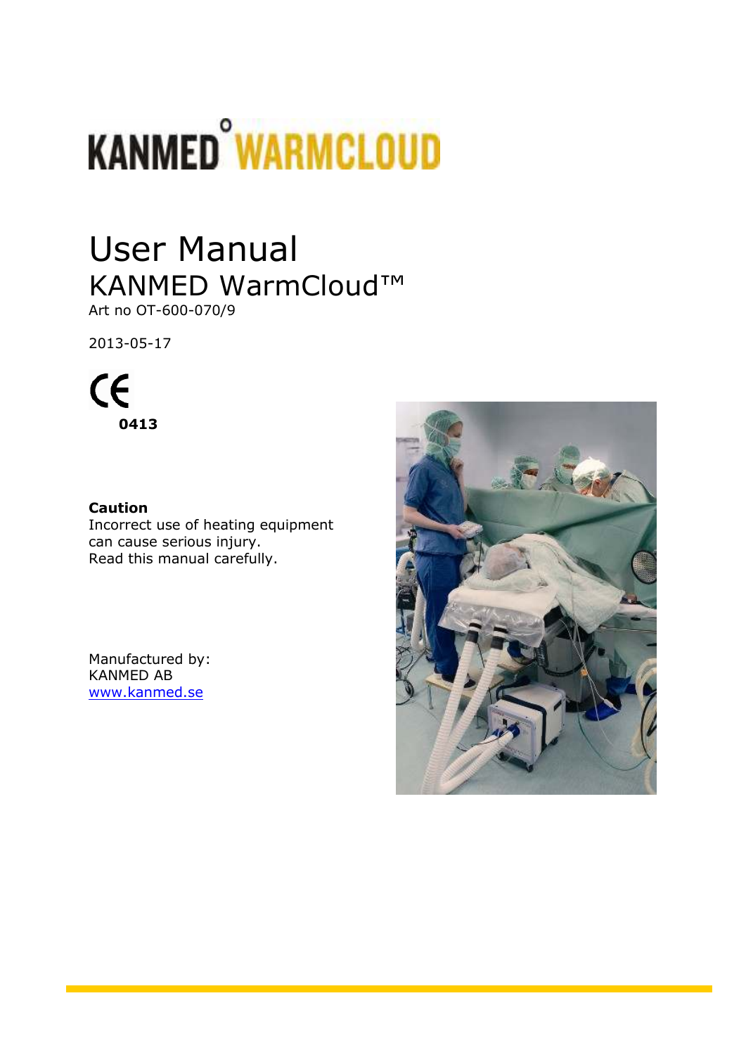KANMED° WARMCLOUD

# User Manual

## KANMED WarmCloud™

Art no OT-600-070/9

2013-05-17

CE

**0413**

**Caution**

Incorrect use of heating equipment can cause serious injury.
Read this manual carefully.

Manufactured by:
KANMED AB
www.kanmed.se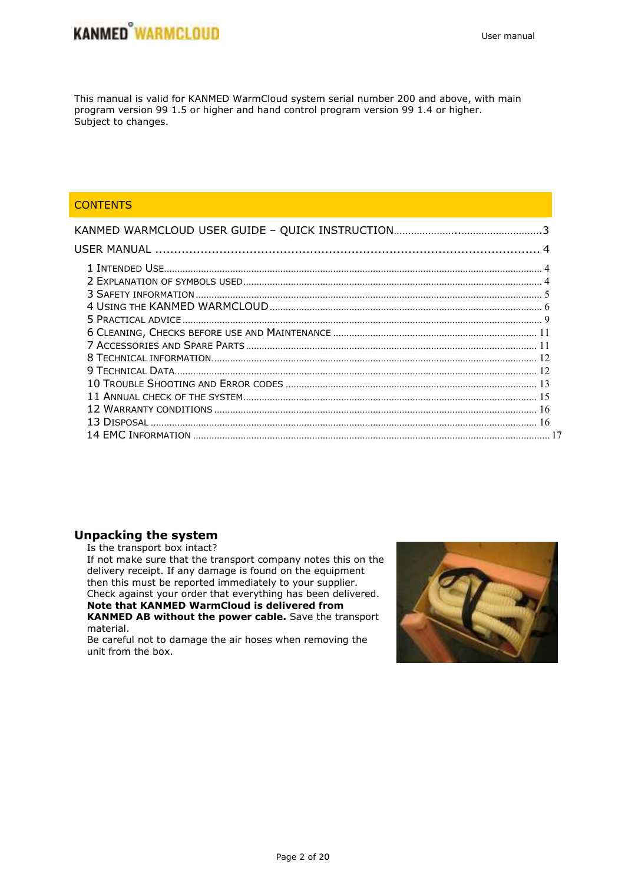This manual is valid for KANMED WarmCloud system serial number 200 and above, with main program version 99 1.5 or higher and hand control program version 99 1.4 or higher.
Subject to changes.

## CONTENTS

KANMED WARMCLOUD USER GUIDE – QUICK INSTRUCTION ........................................3

USER MANUAL ........................................................................................................ 4

- 1 INTENDED USE ........................................................................................ 4
- 2 EXPLANATION OF SYMBOLS USED ........................................................ 4
- 3 SAFETY INFORMATION ........................................................................... 5
- 4 USING THE KANMED WARMCLOUD ....................................................... 6
- 5 PRACTICAL ADVICE ................................................................................ 9
- 6 CLEANING, CHECKS BEFORE USE AND MAINTENANCE ........................ 11
- 7 ACCESSORIES AND SPARE PARTS ........................................................ 11
- 8 TECHNICAL INFORMATION .................................................................... 12
- 9 TECHNICAL DATA ................................................................................... 12
- 10 TROUBLE SHOOTING AND ERROR CODES ........................................... 13
- 11 ANNUAL CHECK OF THE SYSTEM ......................................................... 15
- 12 WARRANTY CONDITIONS ..................................................................... 16
- 13 DISPOSAL ............................................................................................. 16
- 14 EMC INFORMATION ............................................................................. 17

## Unpacking the system

Is the transport box intact?
If not make sure that the transport company notes this on the delivery receipt. If any damage is found on the equipment then this must be reported immediately to your supplier.
Check against your order that everything has been delivered.
**Note that KANMED WarmCloud is delivered from KANMED AB without the power cable.** Save the transport material.
Be careful not to damage the air hoses when removing the unit from the box.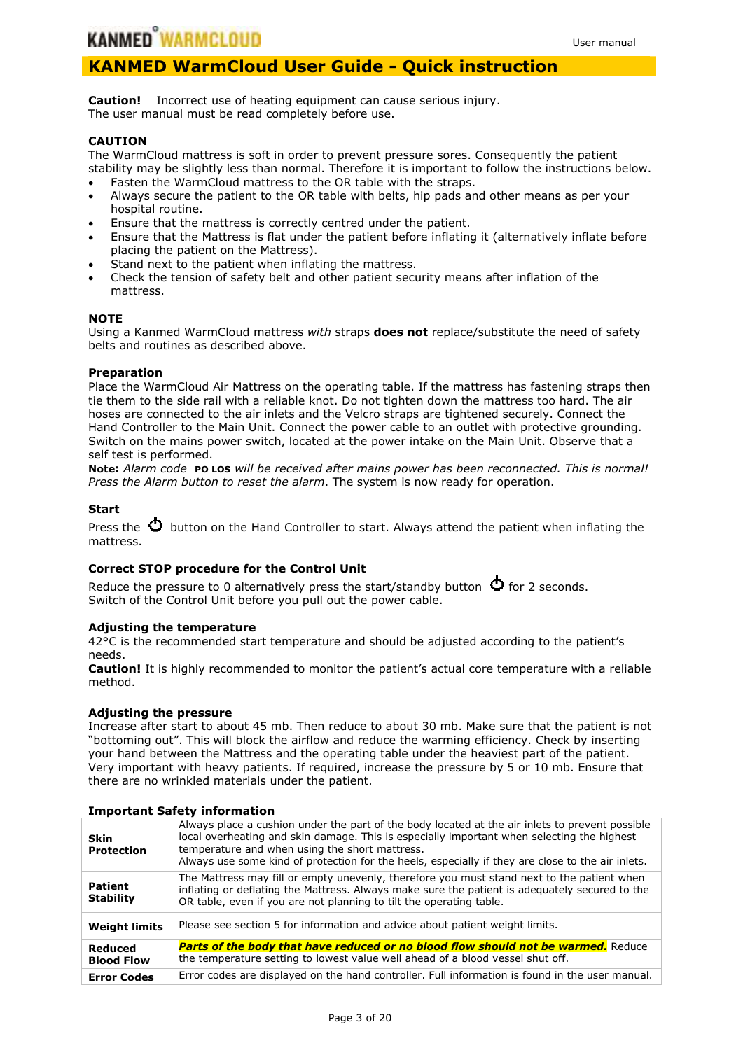# KANMED WarmCloud User Guide - Quick instruction

**Caution!** Incorrect use of heating equipment can cause serious injury.
The user manual must be read completely before use.

**CAUTION**
The WarmCloud mattress is soft in order to prevent pressure sores. Consequently the patient stability may be slightly less than normal. Therefore it is important to follow the instructions below.

- Fasten the WarmCloud mattress to the OR table with the straps.
- Always secure the patient to the OR table with belts, hip pads and other means as per your hospital routine.
- Ensure that the mattress is correctly centred under the patient.
- Ensure that the Mattress is flat under the patient before inflating it (alternatively inflate before placing the patient on the Mattress).
- Stand next to the patient when inflating the mattress.
- Check the tension of safety belt and other patient security means after inflation of the mattress.

**NOTE**
Using a Kanmed WarmCloud mattress *with* straps **does not** replace/substitute the need of safety belts and routines as described above.

**Preparation**
Place the WarmCloud Air Mattress on the operating table. If the mattress has fastening straps then tie them to the side rail with a reliable knot. Do not tighten down the mattress too hard. The air hoses are connected to the air inlets and the Velcro straps are tightened securely. Connect the Hand Controller to the Main Unit. Connect the power cable to an outlet with protective grounding. Switch on the mains power switch, located at the power intake on the Main Unit. Observe that a self test is performed.
**Note:** *Alarm code* **PO LOS** *will be received after mains power has been reconnected. This is normal! Press the Alarm button to reset the alarm*. The system is now ready for operation.

**Start**
Press the ⏻ button on the Hand Controller to start. Always attend the patient when inflating the mattress.

**Correct STOP procedure for the Control Unit**
Reduce the pressure to 0 alternatively press the start/standby button ⏻ for 2 seconds.
Switch of the Control Unit before you pull out the power cable.

**Adjusting the temperature**
42°C is the recommended start temperature and should be adjusted according to the patient's needs.
**Caution!** It is highly recommended to monitor the patient's actual core temperature with a reliable method.

**Adjusting the pressure**
Increase after start to about 45 mb. Then reduce to about 30 mb. Make sure that the patient is not "bottoming out". This will block the airflow and reduce the warming efficiency. Check by inserting your hand between the Mattress and the operating table under the heaviest part of the patient. Very important with heavy patients. If required, increase the pressure by 5 or 10 mb. Ensure that there are no wrinkled materials under the patient.

**Important Safety information**

| | |
|---|---|
| **Skin Protection** | Always place a cushion under the part of the body located at the air inlets to prevent possible local overheating and skin damage. This is especially important when selecting the highest temperature and when using the short mattress. Always use some kind of protection for the heels, especially if they are close to the air inlets. |
| **Patient Stability** | The Mattress may fill or empty unevenly, therefore you must stand next to the patient when inflating or deflating the Mattress. Always make sure the patient is adequately secured to the OR table, even if you are not planning to tilt the operating table. |
| **Weight limits** | Please see section 5 for information and advice about patient weight limits. |
| **Reduced Blood Flow** | ***Parts of the body that have reduced or no blood flow should not be warmed.*** Reduce the temperature setting to lowest value well ahead of a blood vessel shut off. |
| **Error Codes** | Error codes are displayed on the hand controller. Full information is found in the user manual. |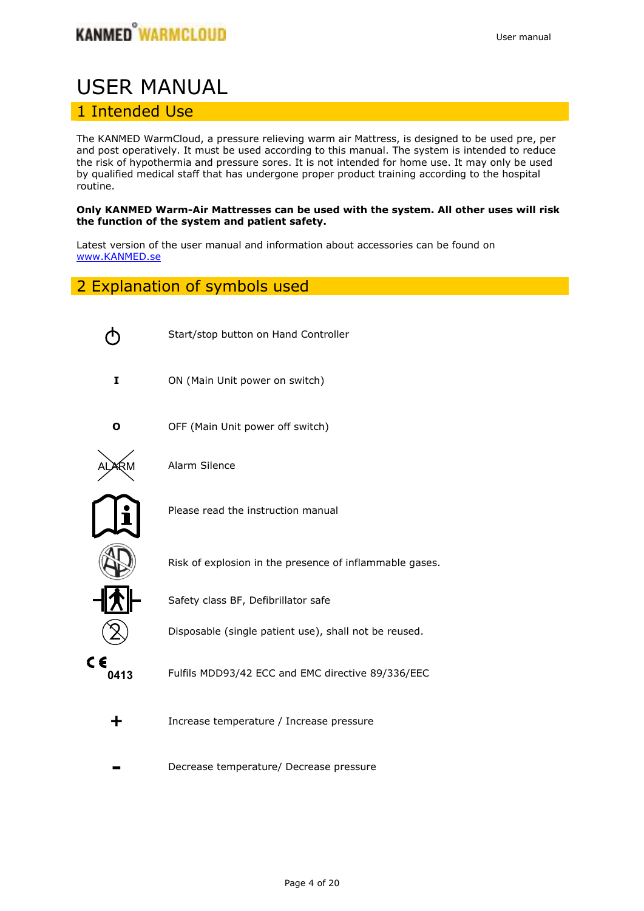# USER MANUAL

## 1 Intended Use

The KANMED WarmCloud, a pressure relieving warm air Mattress, is designed to be used pre, per and post operatively. It must be used according to this manual. The system is intended to reduce the risk of hypothermia and pressure sores. It is not intended for home use. It may only be used by qualified medical staff that has undergone proper product training according to the hospital routine.

**Only KANMED Warm-Air Mattresses can be used with the system. All other uses will risk the function of the system and patient safety.**

Latest version of the user manual and information about accessories can be found on [www.KANMED.se](http://www.KANMED.se)

## 2 Explanation of symbols used

| Symbol | Meaning |
|---|---|
| ⏻ | Start/stop button on Hand Controller |
| **I** | ON (Main Unit power on switch) |
| **O** | OFF (Main Unit power off switch) |
| ALARM (crossed out) | Alarm Silence |
| (book with i) | Please read the instruction manual |
| AP (crossed out) | Risk of explosion in the presence of inflammable gases. |
| (BF symbol) | Safety class BF, Defibrillator safe |
| (2 crossed out) | Disposable (single patient use), shall not be reused. |
| CE 0413 | Fulfils MDD93/42 ECC and EMC directive 89/336/EEC |
| **+** | Increase temperature / Increase pressure |
| **-** | Decrease temperature/ Decrease pressure |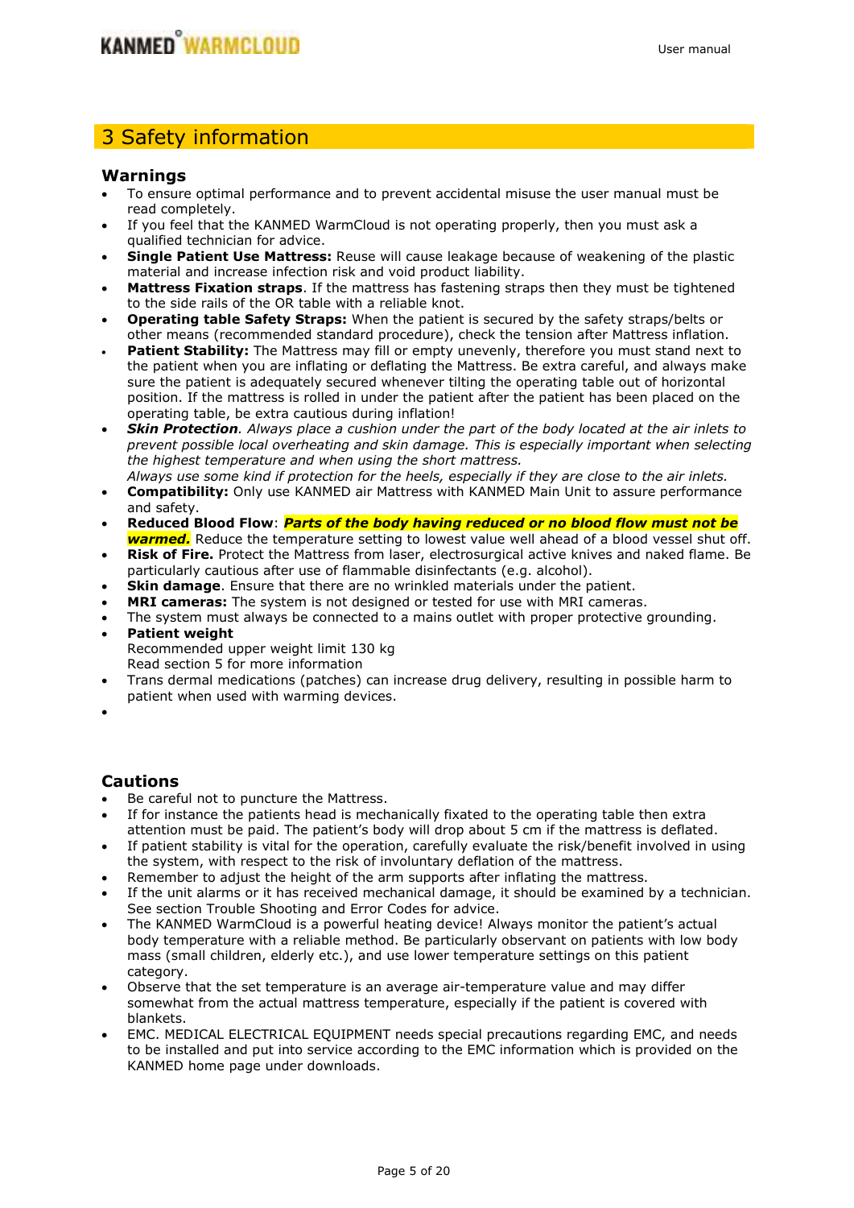# 3 Safety information

## Warnings

- To ensure optimal performance and to prevent accidental misuse the user manual must be read completely.
- If you feel that the KANMED WarmCloud is not operating properly, then you must ask a qualified technician for advice.
- **Single Patient Use Mattress:** Reuse will cause leakage because of weakening of the plastic material and increase infection risk and void product liability.
- **Mattress Fixation straps**. If the mattress has fastening straps then they must be tightened to the side rails of the OR table with a reliable knot.
- **Operating table Safety Straps:** When the patient is secured by the safety straps/belts or other means (recommended standard procedure), check the tension after Mattress inflation.
- **Patient Stability:** The Mattress may fill or empty unevenly, therefore you must stand next to the patient when you are inflating or deflating the Mattress. Be extra careful, and always make sure the patient is adequately secured whenever tilting the operating table out of horizontal position. If the mattress is rolled in under the patient after the patient has been placed on the operating table, be extra cautious during inflation!
- ***Skin Protection****. Always place a cushion under the part of the body located at the air inlets to prevent possible local overheating and skin damage. This is especially important when selecting the highest temperature and when using the short mattress.*
  *Always use some kind if protection for the heels, especially if they are close to the air inlets.*
- **Compatibility:** Only use KANMED air Mattress with KANMED Main Unit to assure performance and safety.
- **Reduced Blood Flow**: ***Parts of the body having reduced or no blood flow must not be warmed.*** Reduce the temperature setting to lowest value well ahead of a blood vessel shut off.
- **Risk of Fire.** Protect the Mattress from laser, electrosurgical active knives and naked flame. Be particularly cautious after use of flammable disinfectants (e.g. alcohol).
- **Skin damage**. Ensure that there are no wrinkled materials under the patient.
- **MRI cameras:** The system is not designed or tested for use with MRI cameras.
- The system must always be connected to a mains outlet with proper protective grounding.
- **Patient weight**
  Recommended upper weight limit 130 kg
  Read section 5 for more information
- Trans dermal medications (patches) can increase drug delivery, resulting in possible harm to patient when used with warming devices.

## Cautions

- Be careful not to puncture the Mattress.
- If for instance the patients head is mechanically fixated to the operating table then extra attention must be paid. The patient's body will drop about 5 cm if the mattress is deflated.
- If patient stability is vital for the operation, carefully evaluate the risk/benefit involved in using the system, with respect to the risk of involuntary deflation of the mattress.
- Remember to adjust the height of the arm supports after inflating the mattress.
- If the unit alarms or it has received mechanical damage, it should be examined by a technician. See section Trouble Shooting and Error Codes for advice.
- The KANMED WarmCloud is a powerful heating device! Always monitor the patient's actual body temperature with a reliable method. Be particularly observant on patients with low body mass (small children, elderly etc.), and use lower temperature settings on this patient category.
- Observe that the set temperature is an average air-temperature value and may differ somewhat from the actual mattress temperature, especially if the patient is covered with blankets.
- EMC. MEDICAL ELECTRICAL EQUIPMENT needs special precautions regarding EMC, and needs to be installed and put into service according to the EMC information which is provided on the KANMED home page under downloads.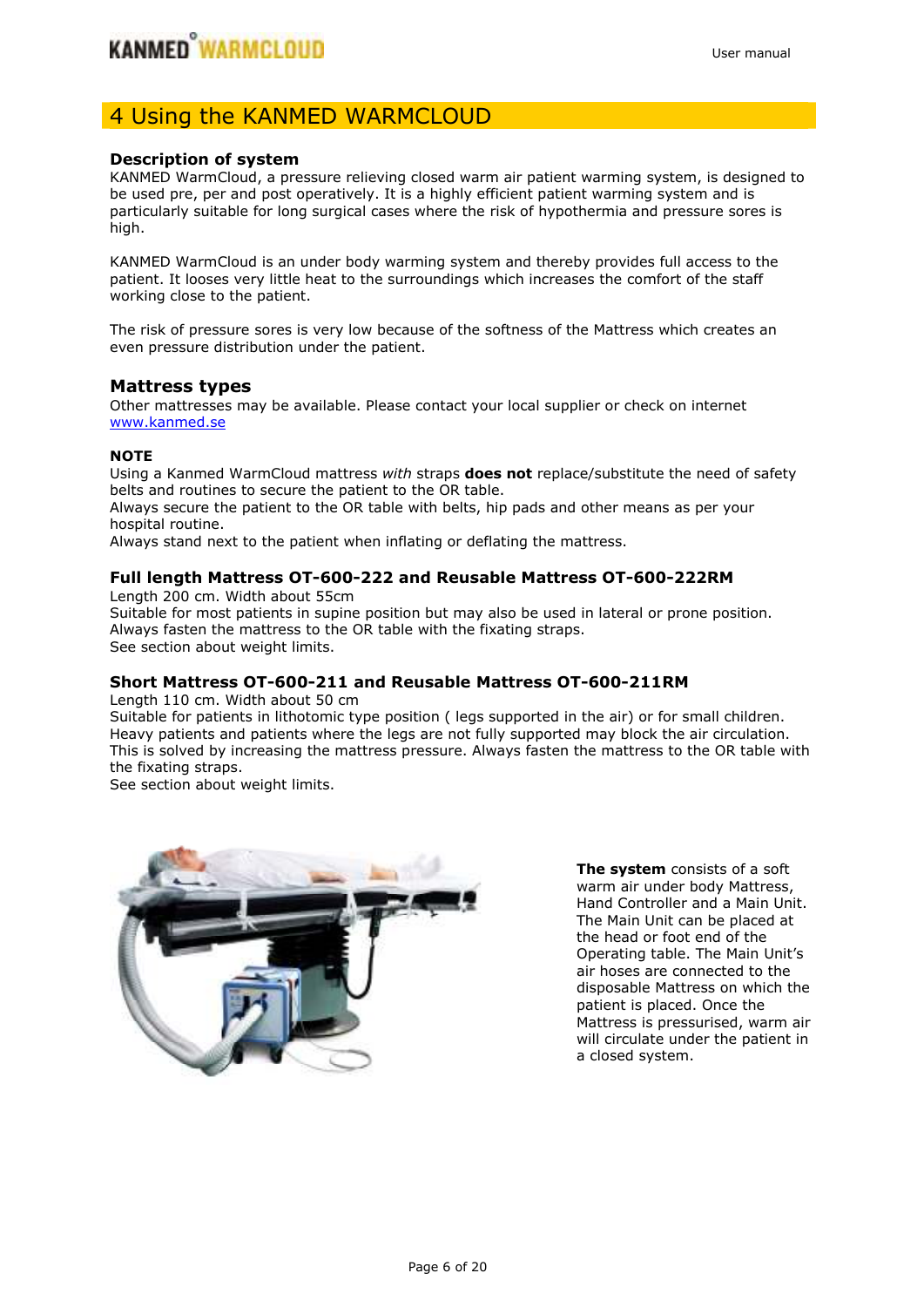# 4 Using the KANMED WARMCLOUD

### Description of system

KANMED WarmCloud, a pressure relieving closed warm air patient warming system, is designed to be used pre, per and post operatively. It is a highly efficient patient warming system and is particularly suitable for long surgical cases where the risk of hypothermia and pressure sores is high.

KANMED WarmCloud is an under body warming system and thereby provides full access to the patient. It looses very little heat to the surroundings which increases the comfort of the staff working close to the patient.

The risk of pressure sores is very low because of the softness of the Mattress which creates an even pressure distribution under the patient.

## Mattress types

Other mattresses may be available. Please contact your local supplier or check on internet [www.kanmed.se](http://www.kanmed.se)

**NOTE**

Using a Kanmed WarmCloud mattress *with* straps **does not** replace/substitute the need of safety belts and routines to secure the patient to the OR table.
Always secure the patient to the OR table with belts, hip pads and other means as per your hospital routine.
Always stand next to the patient when inflating or deflating the mattress.

### Full length Mattress OT-600-222 and Reusable Mattress OT-600-222RM

Length 200 cm. Width about 55cm
Suitable for most patients in supine position but may also be used in lateral or prone position.
Always fasten the mattress to the OR table with the fixating straps.
See section about weight limits.

### Short Mattress OT-600-211 and Reusable Mattress OT-600-211RM

Length 110 cm. Width about 50 cm
Suitable for patients in lithotomic type position ( legs supported in the air) or for small children.
Heavy patients and patients where the legs are not fully supported may block the air circulation.
This is solved by increasing the mattress pressure. Always fasten the mattress to the OR table with the fixating straps.
See section about weight limits.

**The system** consists of a soft warm air under body Mattress, Hand Controller and a Main Unit. The Main Unit can be placed at the head or foot end of the Operating table. The Main Unit's air hoses are connected to the disposable Mattress on which the patient is placed. Once the Mattress is pressurised, warm air will circulate under the patient in a closed system.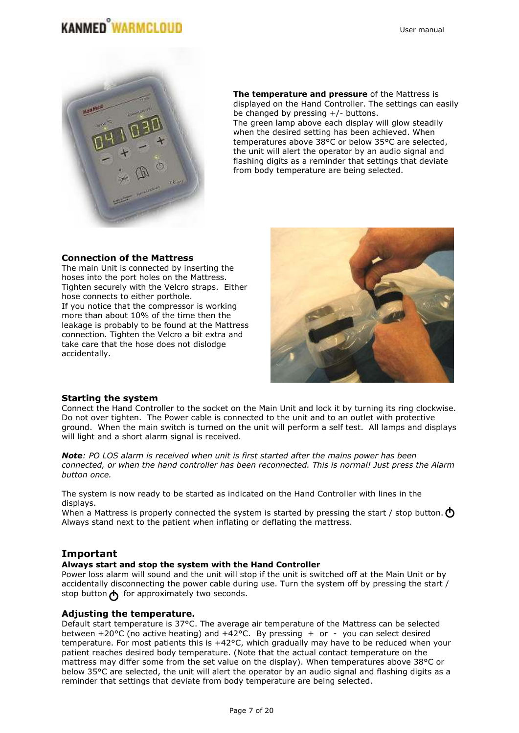**The temperature and pressure** of the Mattress is displayed on the Hand Controller. The settings can easily be changed by pressing +/- buttons.
The green lamp above each display will glow steadily when the desired setting has been achieved. When temperatures above 38°C or below 35°C are selected, the unit will alert the operator by an audio signal and flashing digits as a reminder that settings that deviate from body temperature are being selected.

### Connection of the Mattress

The main Unit is connected by inserting the hoses into the port holes on the Mattress. Tighten securely with the Velcro straps. Either hose connects to either porthole.
If you notice that the compressor is working more than about 10% of the time then the leakage is probably to be found at the Mattress connection. Tighten the Velcro a bit extra and take care that the hose does not dislodge accidentally.

### Starting the system

Connect the Hand Controller to the socket on the Main Unit and lock it by turning its ring clockwise. Do not over tighten. The Power cable is connected to the unit and to an outlet with protective ground. When the main switch is turned on the unit will perform a self test. All lamps and displays will light and a short alarm signal is received.

***Note**: PO LOS alarm is received when unit is first started after the mains power has been connected, or when the hand controller has been reconnected. This is normal! Just press the Alarm button once.*

The system is now ready to be started as indicated on the Hand Controller with lines in the displays.
When a Mattress is properly connected the system is started by pressing the start / stop button. ⏻
Always stand next to the patient when inflating or deflating the mattress.

## Important

### Always start and stop the system with the Hand Controller

Power loss alarm will sound and the unit will stop if the unit is switched off at the Main Unit or by accidentally disconnecting the power cable during use. Turn the system off by pressing the start / stop button ⏻ for approximately two seconds.

### Adjusting the temperature.

Default start temperature is 37°C. The average air temperature of the Mattress can be selected between +20°C (no active heating) and +42°C. By pressing + or - you can select desired temperature. For most patients this is +42°C, which gradually may have to be reduced when your patient reaches desired body temperature. (Note that the actual contact temperature on the mattress may differ some from the set value on the display). When temperatures above 38°C or below 35°C are selected, the unit will alert the operator by an audio signal and flashing digits as a reminder that settings that deviate from body temperature are being selected.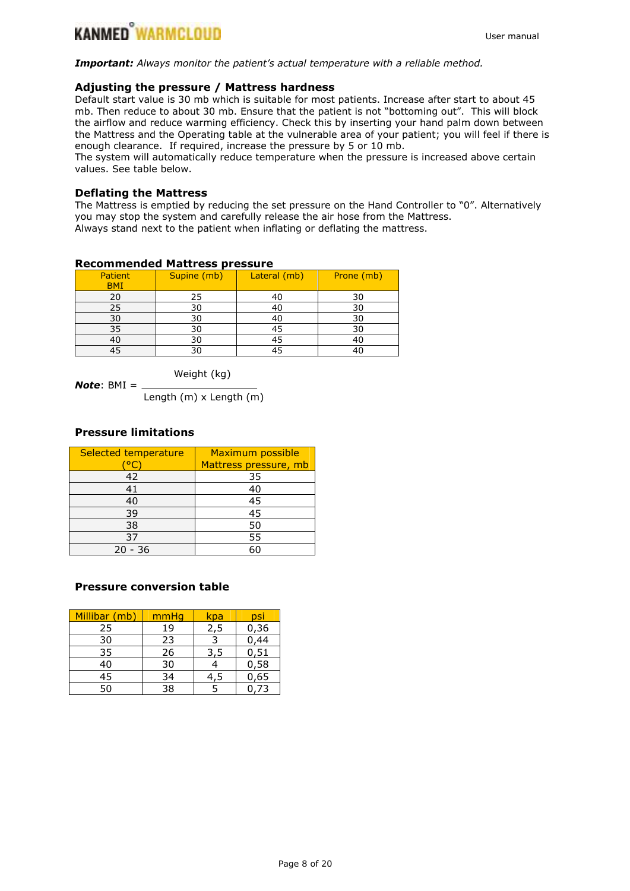***Important:*** *Always monitor the patient's actual temperature with a reliable method.*

### Adjusting the pressure / Mattress hardness

Default start value is 30 mb which is suitable for most patients. Increase after start to about 45 mb. Then reduce to about 30 mb. Ensure that the patient is not "bottoming out". This will block the airflow and reduce warming efficiency. Check this by inserting your hand palm down between the Mattress and the Operating table at the vulnerable area of your patient; you will feel if there is enough clearance. If required, increase the pressure by 5 or 10 mb.
The system will automatically reduce temperature when the pressure is increased above certain values. See table below.

### Deflating the Mattress

The Mattress is emptied by reducing the set pressure on the Hand Controller to "0". Alternatively you may stop the system and carefully release the air hose from the Mattress.
Always stand next to the patient when inflating or deflating the mattress.

### Recommended Mattress pressure

| Patient BMI | Supine (mb) | Lateral (mb) | Prone (mb) |
|---|---|---|---|
| 20 | 25 | 40 | 30 |
| 25 | 30 | 40 | 30 |
| 30 | 30 | 40 | 30 |
| 35 | 30 | 45 | 30 |
| 40 | 30 | 45 | 40 |
| 45 | 30 | 45 | 40 |

***Note***: $\text{BMI} = \dfrac{\text{Weight (kg)}}{\text{Length (m)} \times \text{Length (m)}}$

### Pressure limitations

| Selected temperature (°C) | Maximum possible Mattress pressure, mb |
|---|---|
| 42 | 35 |
| 41 | 40 |
| 40 | 45 |
| 39 | 45 |
| 38 | 50 |
| 37 | 55 |
| 20 - 36 | 60 |

### Pressure conversion table

| Millibar (mb) | mmHg | kpa | psi |
|---|---|---|---|
| 25 | 19 | 2,5 | 0,36 |
| 30 | 23 | 3 | 0,44 |
| 35 | 26 | 3,5 | 0,51 |
| 40 | 30 | 4 | 0,58 |
| 45 | 34 | 4,5 | 0,65 |
| 50 | 38 | 5 | 0,73 |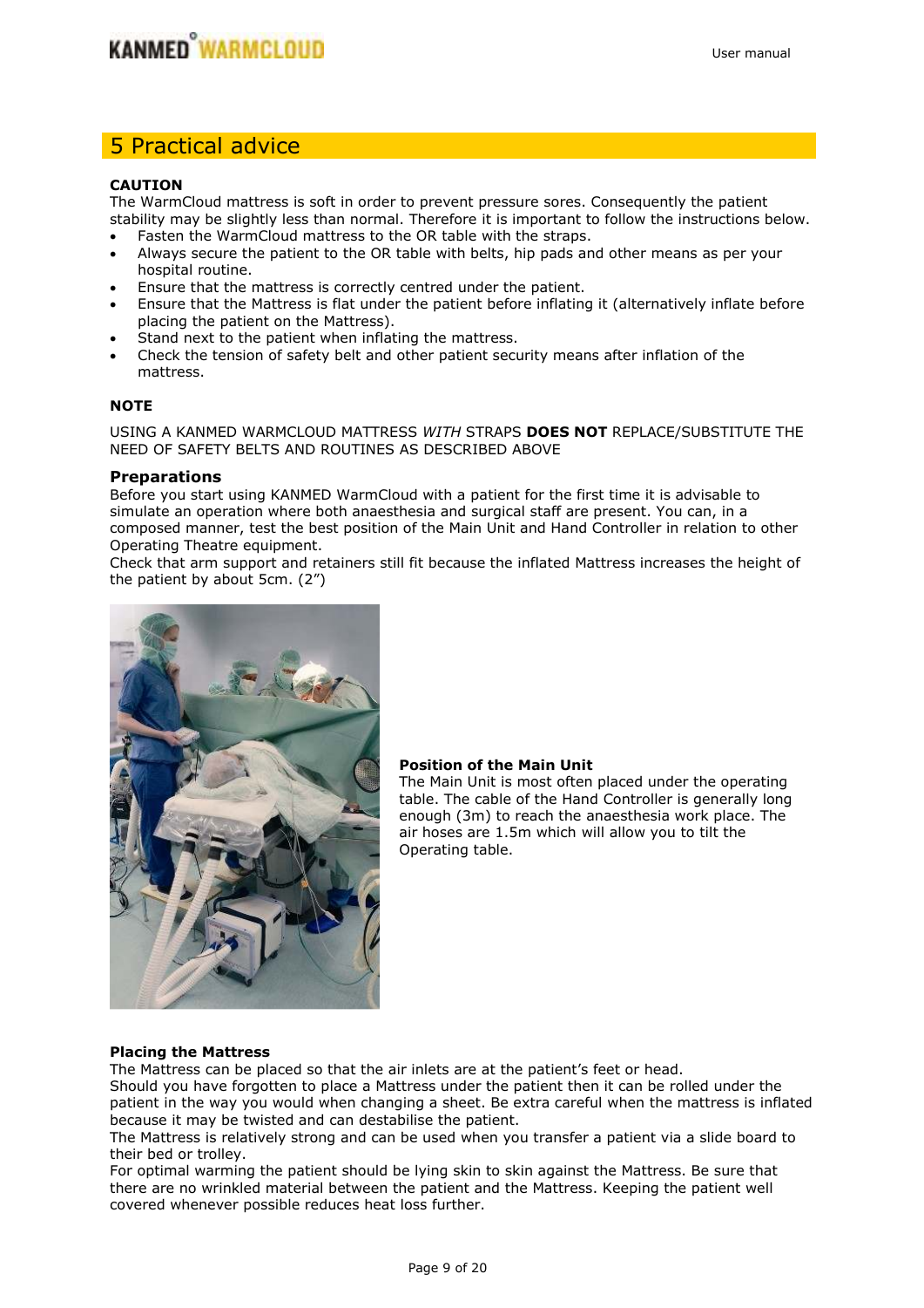## 5 Practical advice

**CAUTION**

The WarmCloud mattress is soft in order to prevent pressure sores. Consequently the patient stability may be slightly less than normal. Therefore it is important to follow the instructions below.

- Fasten the WarmCloud mattress to the OR table with the straps.
- Always secure the patient to the OR table with belts, hip pads and other means as per your hospital routine.
- Ensure that the mattress is correctly centred under the patient.
- Ensure that the Mattress is flat under the patient before inflating it (alternatively inflate before placing the patient on the Mattress).
- Stand next to the patient when inflating the mattress.
- Check the tension of safety belt and other patient security means after inflation of the mattress.

**NOTE**

USING A KANMED WARMCLOUD MATTRESS *WITH* STRAPS **DOES NOT** REPLACE/SUBSTITUTE THE NEED OF SAFETY BELTS AND ROUTINES AS DESCRIBED ABOVE

### Preparations

Before you start using KANMED WarmCloud with a patient for the first time it is advisable to simulate an operation where both anaesthesia and surgical staff are present. You can, in a composed manner, test the best position of the Main Unit and Hand Controller in relation to other Operating Theatre equipment.

Check that arm support and retainers still fit because the inflated Mattress increases the height of the patient by about 5cm. (2")

**Position of the Main Unit**

The Main Unit is most often placed under the operating table. The cable of the Hand Controller is generally long enough (3m) to reach the anaesthesia work place. The air hoses are 1.5m which will allow you to tilt the Operating table.

**Placing the Mattress**

The Mattress can be placed so that the air inlets are at the patient's feet or head.

Should you have forgotten to place a Mattress under the patient then it can be rolled under the patient in the way you would when changing a sheet. Be extra careful when the mattress is inflated because it may be twisted and can destabilise the patient.

The Mattress is relatively strong and can be used when you transfer a patient via a slide board to their bed or trolley.

For optimal warming the patient should be lying skin to skin against the Mattress. Be sure that there are no wrinkled material between the patient and the Mattress. Keeping the patient well covered whenever possible reduces heat loss further.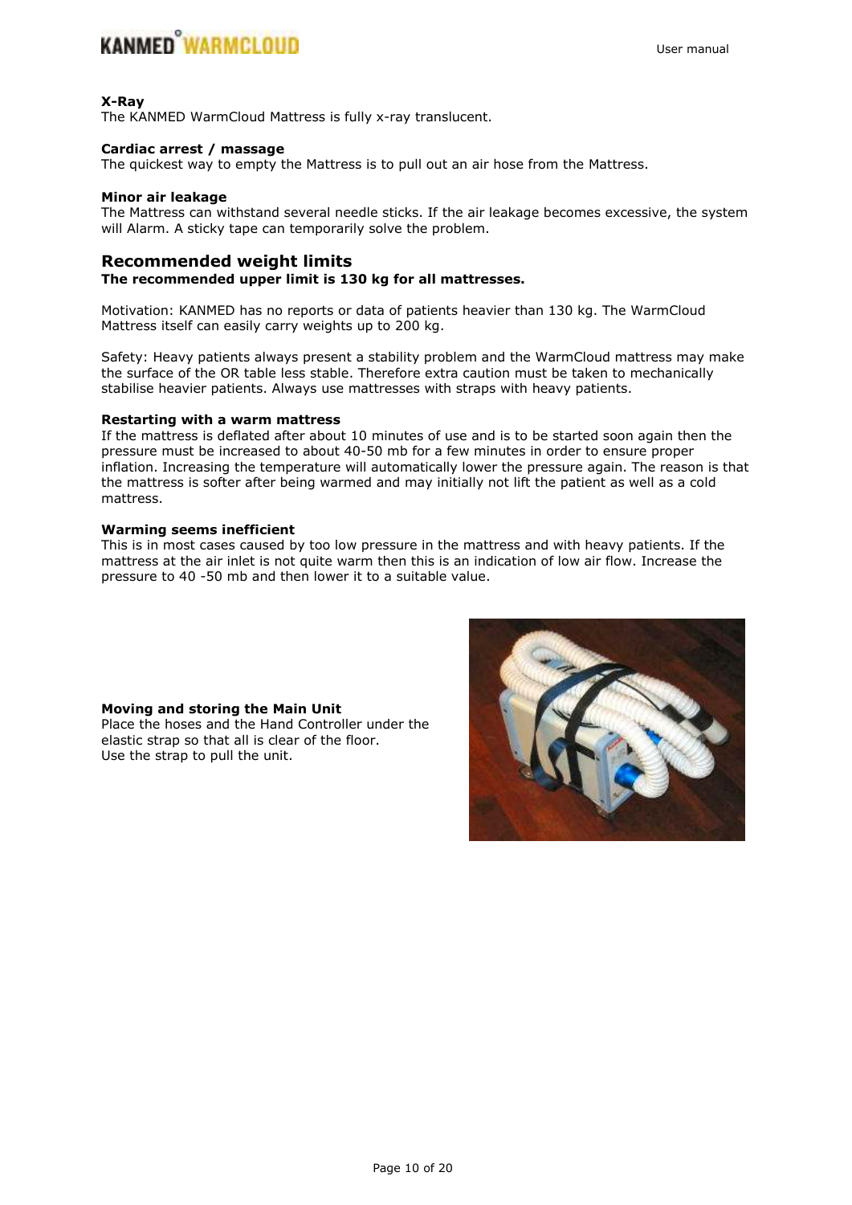**X-Ray**

The KANMED WarmCloud Mattress is fully x-ray translucent.

**Cardiac arrest / massage**

The quickest way to empty the Mattress is to pull out an air hose from the Mattress.

**Minor air leakage**

The Mattress can withstand several needle sticks. If the air leakage becomes excessive, the system will Alarm. A sticky tape can temporarily solve the problem.

## Recommended weight limits

**The recommended upper limit is 130 kg for all mattresses.**

Motivation: KANMED has no reports or data of patients heavier than 130 kg. The WarmCloud Mattress itself can easily carry weights up to 200 kg.

Safety: Heavy patients always present a stability problem and the WarmCloud mattress may make the surface of the OR table less stable. Therefore extra caution must be taken to mechanically stabilise heavier patients. Always use mattresses with straps with heavy patients.

**Restarting with a warm mattress**

If the mattress is deflated after about 10 minutes of use and is to be started soon again then the pressure must be increased to about 40-50 mb for a few minutes in order to ensure proper inflation. Increasing the temperature will automatically lower the pressure again. The reason is that the mattress is softer after being warmed and may initially not lift the patient as well as a cold mattress.

**Warming seems inefficient**

This is in most cases caused by too low pressure in the mattress and with heavy patients. If the mattress at the air inlet is not quite warm then this is an indication of low air flow. Increase the pressure to 40 -50 mb and then lower it to a suitable value.

**Moving and storing the Main Unit**

Place the hoses and the Hand Controller under the elastic strap so that all is clear of the floor.
Use the strap to pull the unit.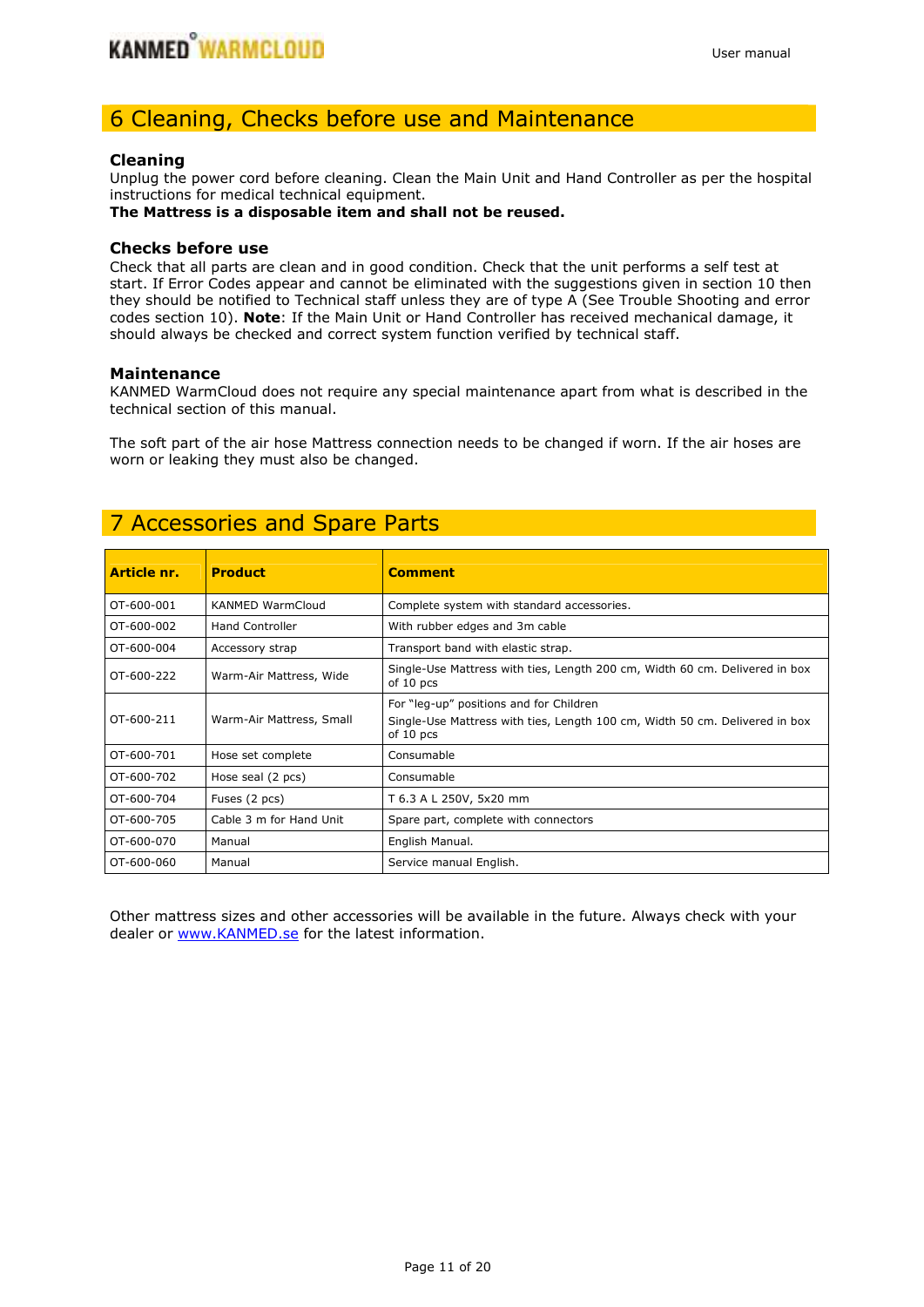# 6 Cleaning, Checks before use and Maintenance

### Cleaning

Unplug the power cord before cleaning. Clean the Main Unit and Hand Controller as per the hospital instructions for medical technical equipment.
**The Mattress is a disposable item and shall not be reused.**

### Checks before use

Check that all parts are clean and in good condition. Check that the unit performs a self test at start. If Error Codes appear and cannot be eliminated with the suggestions given in section 10 then they should be notified to Technical staff unless they are of type A (See Trouble Shooting and error codes section 10). **Note**: If the Main Unit or Hand Controller has received mechanical damage, it should always be checked and correct system function verified by technical staff.

### Maintenance

KANMED WarmCloud does not require any special maintenance apart from what is described in the technical section of this manual.

The soft part of the air hose Mattress connection needs to be changed if worn. If the air hoses are worn or leaking they must also be changed.

# 7 Accessories and Spare Parts

| Article nr. | Product | Comment |
|---|---|---|
| OT-600-001 | KANMED WarmCloud | Complete system with standard accessories. |
| OT-600-002 | Hand Controller | With rubber edges and 3m cable |
| OT-600-004 | Accessory strap | Transport band with elastic strap. |
| OT-600-222 | Warm-Air Mattress, Wide | Single-Use Mattress with ties, Length 200 cm, Width 60 cm. Delivered in box of 10 pcs |
| OT-600-211 | Warm-Air Mattress, Small | For "leg-up" positions and for Children<br>Single-Use Mattress with ties, Length 100 cm, Width 50 cm. Delivered in box of 10 pcs |
| OT-600-701 | Hose set complete | Consumable |
| OT-600-702 | Hose seal (2 pcs) | Consumable |
| OT-600-704 | Fuses (2 pcs) | T 6.3 A L 250V, 5x20 mm |
| OT-600-705 | Cable 3 m for Hand Unit | Spare part, complete with connectors |
| OT-600-070 | Manual | English Manual. |
| OT-600-060 | Manual | Service manual English. |

Other mattress sizes and other accessories will be available in the future. Always check with your dealer or [www.KANMED.se](http://www.KANMED.se) for the latest information.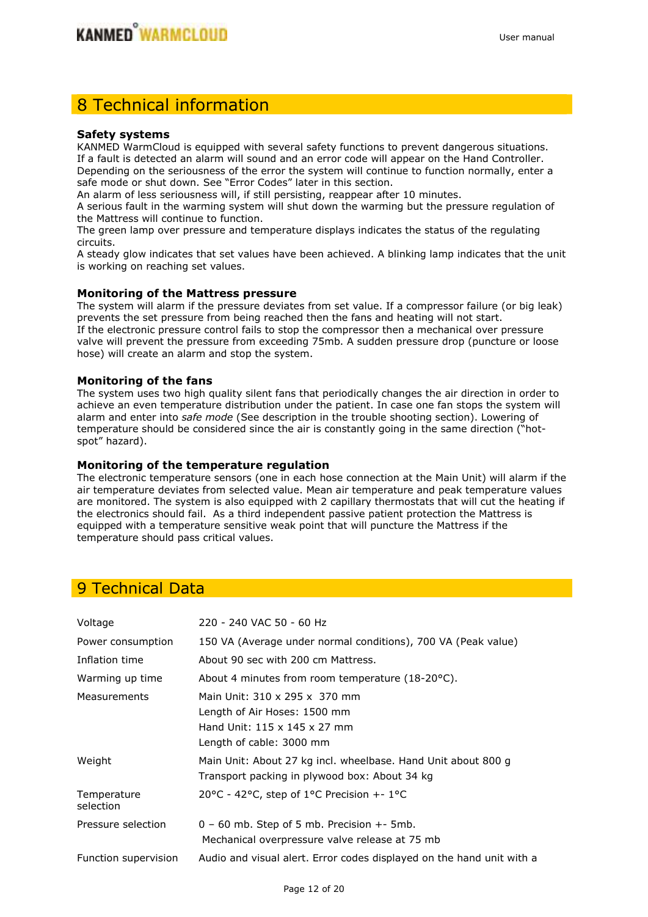# 8 Technical information

**Safety systems**

KANMED WarmCloud is equipped with several safety functions to prevent dangerous situations. If a fault is detected an alarm will sound and an error code will appear on the Hand Controller. Depending on the seriousness of the error the system will continue to function normally, enter a safe mode or shut down. See "Error Codes" later in this section.
An alarm of less seriousness will, if still persisting, reappear after 10 minutes.
A serious fault in the warming system will shut down the warming but the pressure regulation of the Mattress will continue to function.
The green lamp over pressure and temperature displays indicates the status of the regulating circuits.
A steady glow indicates that set values have been achieved. A blinking lamp indicates that the unit is working on reaching set values.

**Monitoring of the Mattress pressure**

The system will alarm if the pressure deviates from set value. If a compressor failure (or big leak) prevents the set pressure from being reached then the fans and heating will not start.
If the electronic pressure control fails to stop the compressor then a mechanical over pressure valve will prevent the pressure from exceeding 75mb. A sudden pressure drop (puncture or loose hose) will create an alarm and stop the system.

**Monitoring of the fans**

The system uses two high quality silent fans that periodically changes the air direction in order to achieve an even temperature distribution under the patient. In case one fan stops the system will alarm and enter into *safe mode* (See description in the trouble shooting section). Lowering of temperature should be considered since the air is constantly going in the same direction ("hot-spot" hazard).

**Monitoring of the temperature regulation**

The electronic temperature sensors (one in each hose connection at the Main Unit) will alarm if the air temperature deviates from selected value. Mean air temperature and peak temperature values are monitored. The system is also equipped with 2 capillary thermostats that will cut the heating if the electronics should fail. As a third independent passive patient protection the Mattress is equipped with a temperature sensitive weak point that will puncture the Mattress if the temperature should pass critical values.

# 9 Technical Data

| | |
|---|---|
| Voltage | 220 - 240 VAC 50 - 60 Hz |
| Power consumption | 150 VA (Average under normal conditions), 700 VA (Peak value) |
| Inflation time | About 90 sec with 200 cm Mattress. |
| Warming up time | About 4 minutes from room temperature (18-20°C). |
| Measurements | Main Unit: 310 x 295 x 370 mm<br>Length of Air Hoses: 1500 mm<br>Hand Unit: 115 x 145 x 27 mm<br>Length of cable: 3000 mm |
| Weight | Main Unit: About 27 kg incl. wheelbase. Hand Unit about 800 g<br>Transport packing in plywood box: About 34 kg |
| Temperature selection | 20°C - 42°C, step of 1°C Precision +- 1°C |
| Pressure selection | 0 – 60 mb. Step of 5 mb. Precision +- 5mb.<br>Mechanical overpressure valve release at 75 mb |
| Function supervision | Audio and visual alert. Error codes displayed on the hand unit with a |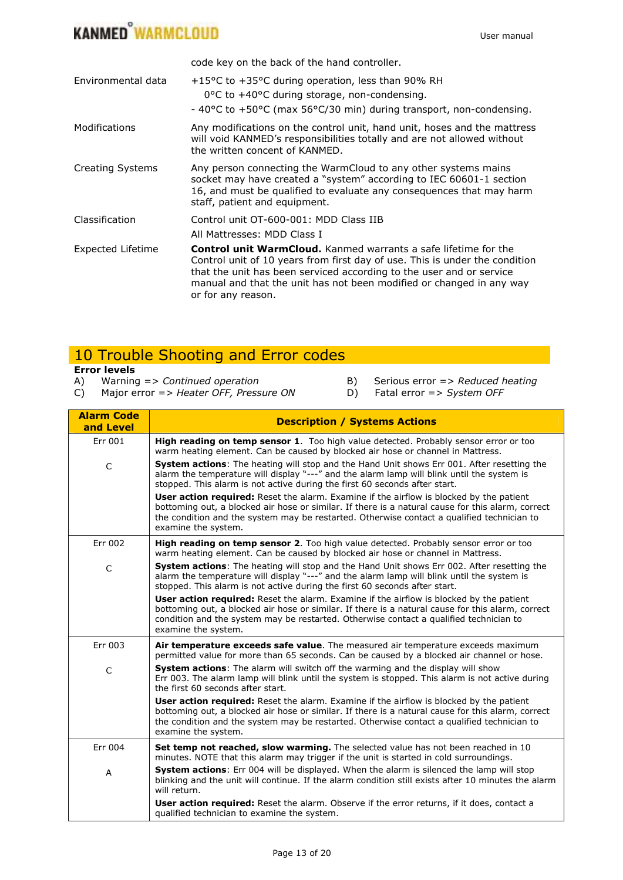| | |
|---|---|
| | code key on the back of the hand controller. |
| Environmental data | +15°C to +35°C during operation, less than 90% RH<br>0°C to +40°C during storage, non-condensing.<br>- 40°C to +50°C (max 56°C/30 min) during transport, non-condensing. |
| Modifications | Any modifications on the control unit, hand unit, hoses and the mattress will void KANMED's responsibilities totally and are not allowed without the written concent of KANMED. |
| Creating Systems | Any person connecting the WarmCloud to any other systems mains socket may have created a "system" according to IEC 60601-1 section 16, and must be qualified to evaluate any consequences that may harm staff, patient and equipment. |
| Classification | Control unit OT-600-001: MDD Class IIB<br>All Mattresses: MDD Class I |
| Expected Lifetime | **Control unit WarmCloud.** Kanmed warrants a safe lifetime for the Control unit of 10 years from first day of use. This is under the condition that the unit has been serviced according to the user and or service manual and that the unit has not been modified or changed in any way or for any reason. |

# 10 Trouble Shooting and Error codes

**Error levels**

A) Warning => *Continued operation*
B) Serious error => *Reduced heating*
C) Major error => *Heater OFF, Pressure ON*
D) Fatal error => *System OFF*

| Alarm Code and Level | Description / Systems Actions |
|---|---|
| Err 001<br><br>C | **High reading on temp sensor 1**. Too high value detected. Probably sensor error or too warm heating element. Can be caused by blocked air hose or channel in Mattress.<br><br>**System actions**: The heating will stop and the Hand Unit shows Err 001. After resetting the alarm the temperature will display "---" and the alarm lamp will blink until the system is stopped. This alarm is not active during the first 60 seconds after start.<br><br>**User action required:** Reset the alarm. Examine if the airflow is blocked by the patient bottoming out, a blocked air hose or similar. If there is a natural cause for this alarm, correct the condition and the system may be restarted. Otherwise contact a qualified technician to examine the system. |
| Err 002<br><br>C | **High reading on temp sensor 2**. Too high value detected. Probably sensor error or too warm heating element. Can be caused by blocked air hose or channel in Mattress.<br><br>**System actions**: The heating will stop and the Hand Unit shows Err 002. After resetting the alarm the temperature will display "---" and the alarm lamp will blink until the system is stopped. This alarm is not active during the first 60 seconds after start.<br><br>**User action required:** Reset the alarm. Examine if the airflow is blocked by the patient bottoming out, a blocked air hose or similar. If there is a natural cause for this alarm, correct condition and the system may be restarted. Otherwise contact a qualified technician to examine the system. |
| Err 003<br><br>C | **Air temperature exceeds safe value**. The measured air temperature exceeds maximum permitted value for more than 65 seconds. Can be caused by a blocked air channel or hose.<br><br>**System actions**: The alarm will switch off the warming and the display will show Err 003. The alarm lamp will blink until the system is stopped. This alarm is not active during the first 60 seconds after start.<br><br>**User action required:** Reset the alarm. Examine if the airflow is blocked by the patient bottoming out, a blocked air hose or similar. If there is a natural cause for this alarm, correct the condition and the system may be restarted. Otherwise contact a qualified technician to examine the system. |
| Err 004<br><br>A | **Set temp not reached, slow warming.** The selected value has not been reached in 10 minutes. NOTE that this alarm may trigger if the unit is started in cold surroundings.<br><br>**System actions**: Err 004 will be displayed. When the alarm is silenced the lamp will stop blinking and the unit will continue. If the alarm condition still exists after 10 minutes the alarm will return.<br><br>**User action required:** Reset the alarm. Observe if the error returns, if it does, contact a qualified technician to examine the system. |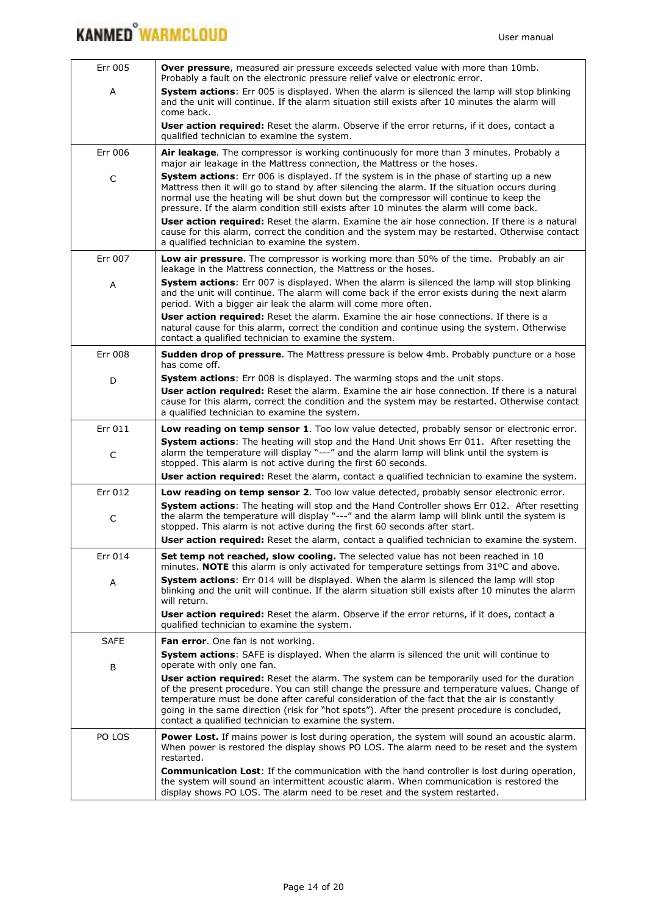| | |
|---|---|
| Err 005<br><br>A | **Over pressure**, measured air pressure exceeds selected value with more than 10mb. Probably a fault on the electronic pressure relief valve or electronic error.<br>**System actions**: Err 005 is displayed. When the alarm is silenced the lamp will stop blinking and the unit will continue. If the alarm situation still exists after 10 minutes the alarm will come back.<br>**User action required:** Reset the alarm. Observe if the error returns, if it does, contact a qualified technician to examine the system. |
| Err 006<br><br>C | **Air leakage**. The compressor is working continuously for more than 3 minutes. Probably a major air leakage in the Mattress connection, the Mattress or the hoses.<br>**System actions**: Err 006 is displayed. If the system is in the phase of starting up a new Mattress then it will go to stand by after silencing the alarm. If the situation occurs during normal use the heating will be shut down but the compressor will continue to keep the pressure. If the alarm condition still exists after 10 minutes the alarm will come back.<br>**User action required:** Reset the alarm. Examine the air hose connection. If there is a natural cause for this alarm, correct the condition and the system may be restarted. Otherwise contact a qualified technician to examine the system. |
| Err 007<br><br>A | **Low air pressure**. The compressor is working more than 50% of the time. Probably an air leakage in the Mattress connection, the Mattress or the hoses.<br>**System actions**: Err 007 is displayed. When the alarm is silenced the lamp will stop blinking and the unit will continue. The alarm will come back if the error exists during the next alarm period. With a bigger air leak the alarm will come more often.<br>**User action required:** Reset the alarm. Examine the air hose connections. If there is a natural cause for this alarm, correct the condition and continue using the system. Otherwise contact a qualified technician to examine the system. |
| Err 008<br><br>D | **Sudden drop of pressure**. The Mattress pressure is below 4mb. Probably puncture or a hose has come off.<br>**System actions**: Err 008 is displayed. The warming stops and the unit stops.<br>**User action required:** Reset the alarm. Examine the air hose connection. If there is a natural cause for this alarm, correct the condition and the system may be restarted. Otherwise contact a qualified technician to examine the system. |
| Err 011<br><br>C | **Low reading on temp sensor 1**. Too low value detected, probably sensor or electronic error.<br>**System actions**: The heating will stop and the Hand Unit shows Err 011. After resetting the alarm the temperature will display "---" and the alarm lamp will blink until the system is stopped. This alarm is not active during the first 60 seconds.<br>**User action required:** Reset the alarm, contact a qualified technician to examine the system. |
| Err 012<br><br>C | **Low reading on temp sensor 2**. Too low value detected, probably sensor electronic error.<br>**System actions**: The heating will stop and the Hand Controller shows Err 012. After resetting the alarm the temperature will display "---" and the alarm lamp will blink until the system is stopped. This alarm is not active during the first 60 seconds after start.<br>**User action required:** Reset the alarm, contact a qualified technician to examine the system. |
| Err 014<br><br>A | **Set temp not reached, slow cooling.** The selected value has not been reached in 10 minutes. **NOTE** this alarm is only activated for temperature settings from 31ºC and above.<br>**System actions**: Err 014 will be displayed. When the alarm is silenced the lamp will stop blinking and the unit will continue. If the alarm situation still exists after 10 minutes the alarm will return.<br>**User action required:** Reset the alarm. Observe if the error returns, if it does, contact a qualified technician to examine the system. |
| SAFE<br><br>B | **Fan error**. One fan is not working.<br>**System actions**: SAFE is displayed. When the alarm is silenced the unit will continue to operate with only one fan.<br>**User action required:** Reset the alarm. The system can be temporarily used for the duration of the present procedure. You can still change the pressure and temperature values. Change of temperature must be done after careful consideration of the fact that the air is constantly going in the same direction (risk for "hot spots"). After the present procedure is concluded, contact a qualified technician to examine the system. |
| PO LOS | **Power Lost.** If mains power is lost during operation, the system will sound an acoustic alarm. When power is restored the display shows PO LOS. The alarm need to be reset and the system restarted.<br>**Communication Lost**: If the communication with the hand controller is lost during operation, the system will sound an intermittent acoustic alarm. When communication is restored the display shows PO LOS. The alarm need to be reset and the system restarted. |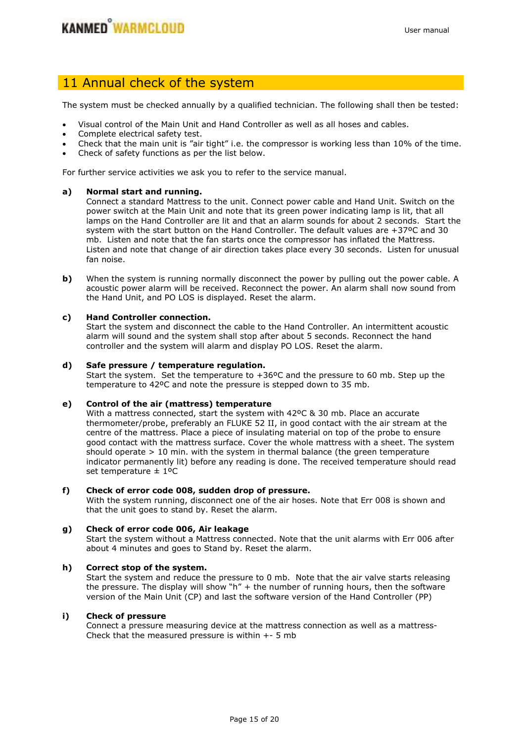## 11 Annual check of the system

The system must be checked annually by a qualified technician. The following shall then be tested:

- Visual control of the Main Unit and Hand Controller as well as all hoses and cables.
- Complete electrical safety test.
- Check that the main unit is "air tight" i.e. the compressor is working less than 10% of the time.
- Check of safety functions as per the list below.

For further service activities we ask you to refer to the service manual.

**a) Normal start and running.**
Connect a standard Mattress to the unit. Connect power cable and Hand Unit. Switch on the power switch at the Main Unit and note that its green power indicating lamp is lit, that all lamps on the Hand Controller are lit and that an alarm sounds for about 2 seconds. Start the system with the start button on the Hand Controller. The default values are +37ºC and 30 mb. Listen and note that the fan starts once the compressor has inflated the Mattress. Listen and note that change of air direction takes place every 30 seconds. Listen for unusual fan noise.

**b)** When the system is running normally disconnect the power by pulling out the power cable. A acoustic power alarm will be received. Reconnect the power. An alarm shall now sound from the Hand Unit, and PO LOS is displayed. Reset the alarm.

**c) Hand Controller connection.**
Start the system and disconnect the cable to the Hand Controller. An intermittent acoustic alarm will sound and the system shall stop after about 5 seconds. Reconnect the hand controller and the system will alarm and display PO LOS. Reset the alarm.

**d) Safe pressure / temperature regulation.**
Start the system. Set the temperature to +36ºC and the pressure to 60 mb. Step up the temperature to 42ºC and note the pressure is stepped down to 35 mb.

**e) Control of the air (mattress) temperature**
With a mattress connected, start the system with 42ºC & 30 mb. Place an accurate thermometer/probe, preferably an FLUKE 52 II, in good contact with the air stream at the centre of the mattress. Place a piece of insulating material on top of the probe to ensure good contact with the mattress surface. Cover the whole mattress with a sheet. The system should operate > 10 min. with the system in thermal balance (the green temperature indicator permanently lit) before any reading is done. The received temperature should read set temperature ± 1ºC

**f) Check of error code 008, sudden drop of pressure.**
With the system running, disconnect one of the air hoses. Note that Err 008 is shown and that the unit goes to stand by. Reset the alarm.

**g) Check of error code 006, Air leakage**
Start the system without a Mattress connected. Note that the unit alarms with Err 006 after about 4 minutes and goes to Stand by. Reset the alarm.

**h) Correct stop of the system.**
Start the system and reduce the pressure to 0 mb. Note that the air valve starts releasing the pressure. The display will show "h" + the number of running hours, then the software version of the Main Unit (CP) and last the software version of the Hand Controller (PP)

**i) Check of pressure**
Connect a pressure measuring device at the mattress connection as well as a mattress- Check that the measured pressure is within +- 5 mb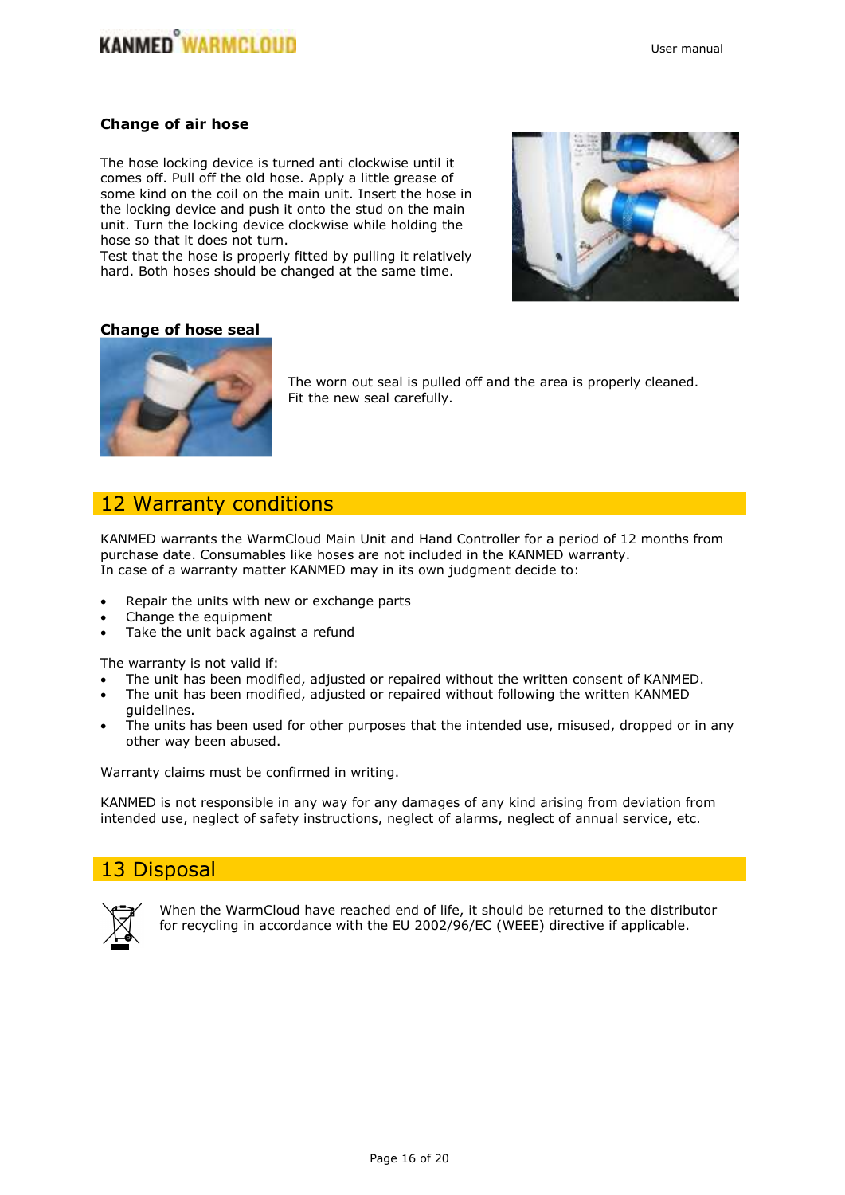### Change of air hose

The hose locking device is turned anti clockwise until it comes off. Pull off the old hose. Apply a little grease of some kind on the coil on the main unit. Insert the hose in the locking device and push it onto the stud on the main unit. Turn the locking device clockwise while holding the hose so that it does not turn.
Test that the hose is properly fitted by pulling it relatively hard. Both hoses should be changed at the same time.

### Change of hose seal

The worn out seal is pulled off and the area is properly cleaned.
Fit the new seal carefully.

## 12 Warranty conditions

KANMED warrants the WarmCloud Main Unit and Hand Controller for a period of 12 months from purchase date. Consumables like hoses are not included in the KANMED warranty.
In case of a warranty matter KANMED may in its own judgment decide to:

- Repair the units with new or exchange parts
- Change the equipment
- Take the unit back against a refund

The warranty is not valid if:

- The unit has been modified, adjusted or repaired without the written consent of KANMED.
- The unit has been modified, adjusted or repaired without following the written KANMED guidelines.
- The units has been used for other purposes that the intended use, misused, dropped or in any other way been abused.

Warranty claims must be confirmed in writing.

KANMED is not responsible in any way for any damages of any kind arising from deviation from intended use, neglect of safety instructions, neglect of alarms, neglect of annual service, etc.

## 13 Disposal

When the WarmCloud have reached end of life, it should be returned to the distributor for recycling in accordance with the EU 2002/96/EC (WEEE) directive if applicable.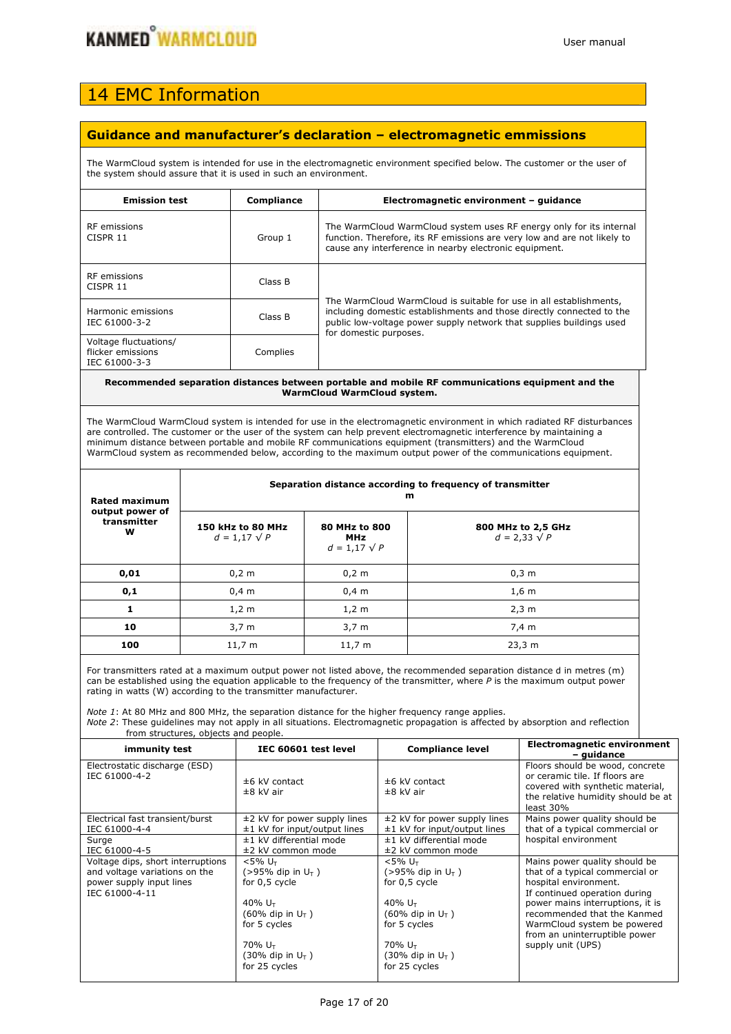// 14 EMC Information

## Guidance and manufacturer's declaration – electromagnetic emmissions

The WarmCloud system is intended for use in the electromagnetic environment specified below. The customer or the user of the system should assure that it is used in such an environment.

| Emission test | Compliance | Electromagnetic environment – guidance |
|---|---|---|
| RF emissions<br>CISPR 11 | Group 1 | The WarmCloud WarmCloud system uses RF energy only for its internal function. Therefore, its RF emissions are very low and are not likely to cause any interference in nearby electronic equipment. |
| RF emissions<br>CISPR 11 | Class B | The WarmCloud WarmCloud is suitable for use in all establishments, including domestic establishments and those directly connected to the public low-voltage power supply network that supplies buildings used for domestic purposes. |
| Harmonic emissions<br>IEC 61000-3-2 | Class B | |
| Voltage fluctuations/<br>flicker emissions<br>IEC 61000-3-3 | Complies | |

**Recommended separation distances between portable and mobile RF communications equipment and the WarmCloud WarmCloud system.**

The WarmCloud WarmCloud system is intended for use in the electromagnetic environment in which radiated RF disturbances are controlled. The customer or the user of the system can help prevent electromagnetic interference by maintaining a minimum distance between portable and mobile RF communications equipment (transmitters) and the WarmCloud WarmCloud system as recommended below, according to the maximum output power of the communications equipment.

| Rated maximum output power of transmitter<br>W | Separation distance according to frequency of transmitter<br>m | | |
|---|---|---|---|
| | 150 kHz to 80 MHz<br>$d = 1{,}17 \sqrt{P}$ | 80 MHz to 800 MHz<br>$d = 1{,}17 \sqrt{P}$ | 800 MHz to 2,5 GHz<br>$d = 2{,}33 \sqrt{P}$ |
| **0,01** | 0,2 m | 0,2 m | 0,3 m |
| **0,1** | 0,4 m | 0,4 m | 1,6 m |
| **1** | 1,2 m | 1,2 m | 2,3 m |
| **10** | 3,7 m | 3,7 m | 7,4 m |
| **100** | 11,7 m | 11,7 m | 23,3 m |

For transmitters rated at a maximum output power not listed above, the recommended separation distance d in metres (m) can be established using the equation applicable to the frequency of the transmitter, where *P* is the maximum output power rating in watts (W) according to the transmitter manufacturer.

*Note 1*: At 80 MHz and 800 MHz, the separation distance for the higher frequency range applies.
*Note 2*: These guidelines may not apply in all situations. Electromagnetic propagation is affected by absorption and reflection from structures, objects and people.

| immunity test | IEC 60601 test level | Compliance level | Electromagnetic environment – guidance |
|---|---|---|---|
| Electrostatic discharge (ESD)<br>IEC 61000-4-2 | ±6 kV contact<br>±8 kV air | ±6 kV contact<br>±8 kV air | Floors should be wood, concrete or ceramic tile. If floors are covered with synthetic material, the relative humidity should be at least 30% |
| Electrical fast transient/burst<br>IEC 61000-4-4 | ±2 kV for power supply lines<br>±1 kV for input/output lines | ±2 kV for power supply lines<br>±1 kV for input/output lines | Mains power quality should be that of a typical commercial or hospital environment |
| Surge<br>IEC 61000-4-5 | ±1 kV differential mode<br>±2 kV common mode | ±1 kV differential mode<br>±2 kV common mode | |
| Voltage dips, short interruptions and voltage variations on the power supply input lines<br>IEC 61000-4-11 | <5% $U_T$<br>(>95% dip in $U_T$ )<br>for 0,5 cycle<br><br>40% $U_T$<br>(60% dip in $U_T$ )<br>for 5 cycles<br><br>70% $U_T$<br>(30% dip in $U_T$ )<br>for 25 cycles | <5% $U_T$<br>(>95% dip in $U_T$ )<br>for 0,5 cycle<br><br>40% $U_T$<br>(60% dip in $U_T$ )<br>for 5 cycles<br><br>70% $U_T$<br>(30% dip in $U_T$ )<br>for 25 cycles | Mains power quality should be that of a typical commercial or hospital environment.<br>If continued operation during power mains interruptions, it is recommended that the Kanmed WarmCloud system be powered from an uninterruptible power supply unit (UPS) |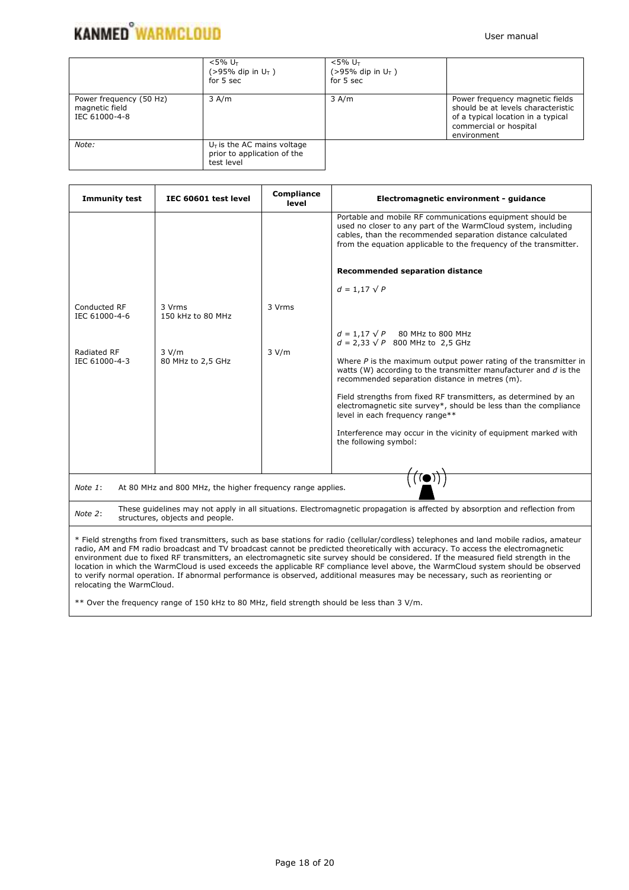| | <5% $U_T$ (>95% dip in $U_T$ ) for 5 sec | <5% $U_T$ (>95% dip in $U_T$ ) for 5 sec | |
|---|---|---|---|
| Power frequency (50 Hz) magnetic field IEC 61000-4-8 | 3 A/m | 3 A/m | Power frequency magnetic fields should be at levels characteristic of a typical location in a typical commercial or hospital environment |
| *Note:* | $U_T$ is the AC mains voltage prior to application of the test level | | |

| Immunity test | IEC 60601 test level | Compliance level | Electromagnetic environment - guidance |
|---|---|---|---|
| | | | Portable and mobile RF communications equipment should be used no closer to any part of the WarmCloud system, including cables, than the recommended separation distance calculated from the equation applicable to the frequency of the transmitter.<br><br>**Recommended separation distance**<br><br>$d = 1{,}17 \sqrt{P}$ |
| Conducted RF IEC 61000-4-6 | 3 Vrms 150 kHz to 80 MHz | 3 Vrms | |
| Radiated RF IEC 61000-4-3 | 3 V/m 80 MHz to 2,5 GHz | 3 V/m | $d = 1{,}17 \sqrt{P}$ 80 MHz to 800 MHz<br>$d = 2{,}33 \sqrt{P}$ 800 MHz to 2,5 GHz<br><br>Where $P$ is the maximum output power rating of the transmitter in watts (W) according to the transmitter manufacturer and $d$ is the recommended separation distance in metres (m).<br><br>Field strengths from fixed RF transmitters, as determined by an electromagnetic site survey*, should be less than the compliance level in each frequency range**<br><br>Interference may occur in the vicinity of equipment marked with the following symbol: |

*Note 1*: At 80 MHz and 800 MHz, the higher frequency range applies.

*Note 2*: These guidelines may not apply in all situations. Electromagnetic propagation is affected by absorption and reflection from structures, objects and people.

\* Field strengths from fixed transmitters, such as base stations for radio (cellular/cordless) telephones and land mobile radios, amateur radio, AM and FM radio broadcast and TV broadcast cannot be predicted theoretically with accuracy. To access the electromagnetic environment due to fixed RF transmitters, an electromagnetic site survey should be considered. If the measured field strength in the location in which the WarmCloud is used exceeds the applicable RF compliance level above, the WarmCloud system should be observed to verify normal operation. If abnormal performance is observed, additional measures may be necessary, such as reorienting or relocating the WarmCloud.

\*\* Over the frequency range of 150 kHz to 80 MHz, field strength should be less than 3 V/m.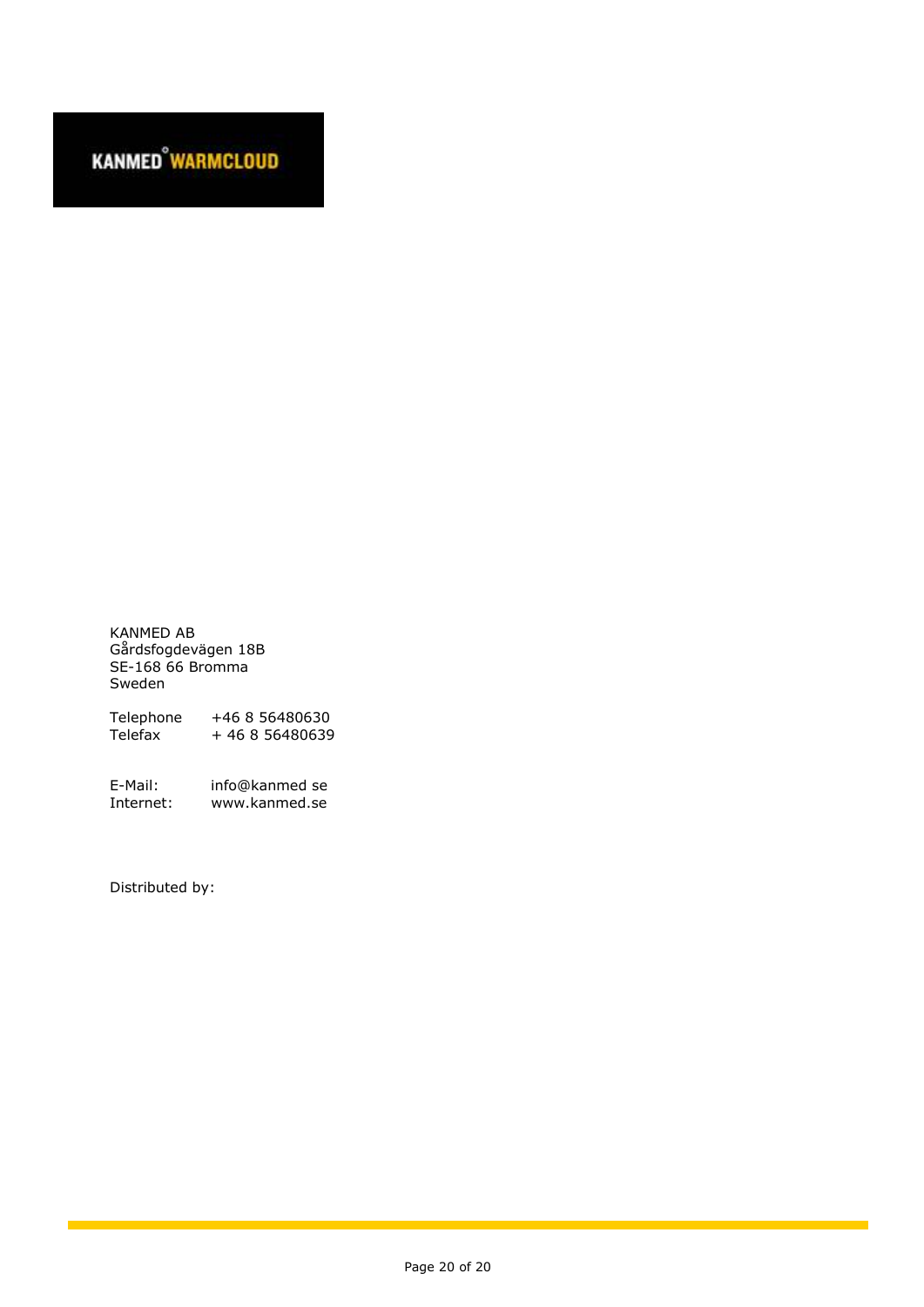KANMED WARMCLOUD

KANMED AB
Gårdsfogdevägen 18B
SE-168 66 Bromma
Sweden

| | |
|---|---|
| Telephone | +46 8 56480630 |
| Telefax | + 46 8 56480639 |

| | |
|---|---|
| E-Mail: | info@kanmed se |
| Internet: | www.kanmed.se |

Distributed by: